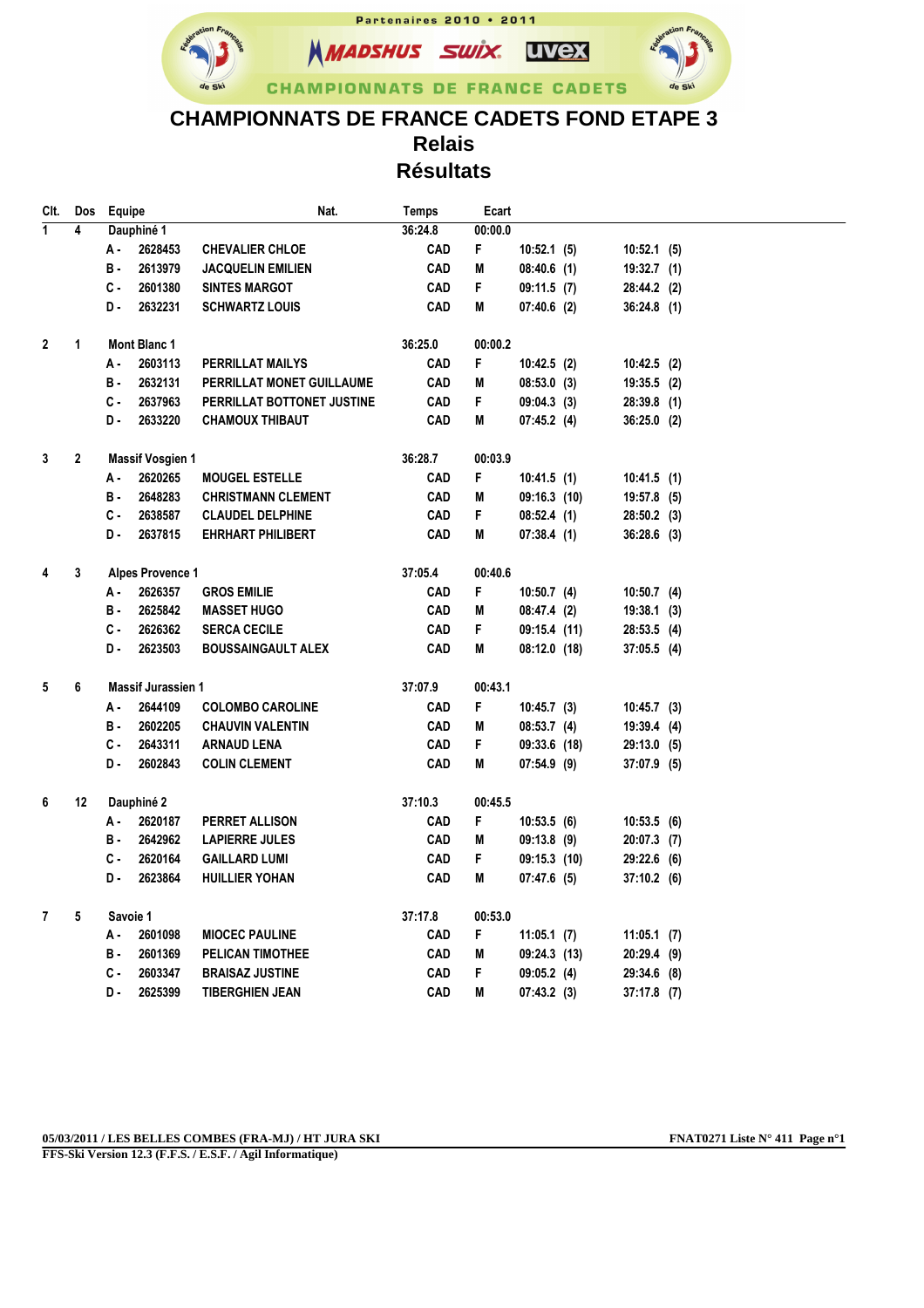Partenaires 2010 • 2011

MADSHUS SWIX uvex

CHAMPIONNATS DE FRANCE CADETS

# CHAMPIONNATS DE FRANCE CADETS FOND ETAPE 3

## Relais

## Résultats

| Clt. | Dos | Equipe | | | Nat. | | Temps | Ecart | | |
|---|---|---|---|---|---|---|---|---|---|---|
| 1 | 4 | Dauphiné 1 | | | | | 36:24.8 | 00:00.0 | | |
| | | A - | 2628453 | CHEVALIER CHLOE | CAD | F | | | 10:52.1 (5) | 10:52.1 (5) |
| | | B - | 2613979 | JACQUELIN EMILIEN | CAD | M | | | 08:40.6 (1) | 19:32.7 (1) |
| | | C - | 2601380 | SINTES MARGOT | CAD | F | | | 09:11.5 (7) | 28:44.2 (2) |
| | | D - | 2632231 | SCHWARTZ LOUIS | CAD | M | | | 07:40.6 (2) | 36:24.8 (1) |
| 2 | 1 | Mont Blanc 1 | | | | | 36:25.0 | 00:00.2 | | |
| | | A - | 2603113 | PERRILLAT MAILYS | CAD | F | | | 10:42.5 (2) | 10:42.5 (2) |
| | | B - | 2632131 | PERRILLAT MONET GUILLAUME | CAD | M | | | 08:53.0 (3) | 19:35.5 (2) |
| | | C - | 2637963 | PERRILLAT BOTTONET JUSTINE | CAD | F | | | 09:04.3 (3) | 28:39.8 (1) |
| | | D - | 2633220 | CHAMOUX THIBAUT | CAD | M | | | 07:45.2 (4) | 36:25.0 (2) |
| 3 | 2 | Massif Vosgien 1 | | | | | 36:28.7 | 00:03.9 | | |
| | | A - | 2620265 | MOUGEL ESTELLE | CAD | F | | | 10:41.5 (1) | 10:41.5 (1) |
| | | B - | 2648283 | CHRISTMANN CLEMENT | CAD | M | | | 09:16.3 (10) | 19:57.8 (5) |
| | | C - | 2638587 | CLAUDEL DELPHINE | CAD | F | | | 08:52.4 (1) | 28:50.2 (3) |
| | | D - | 2637815 | EHRHART PHILIBERT | CAD | M | | | 07:38.4 (1) | 36:28.6 (3) |
| 4 | 3 | Alpes Provence 1 | | | | | 37:05.4 | 00:40.6 | | |
| | | A - | 2626357 | GROS EMILIE | CAD | F | | | 10:50.7 (4) | 10:50.7 (4) |
| | | B - | 2625842 | MASSET HUGO | CAD | M | | | 08:47.4 (2) | 19:38.1 (3) |
| | | C - | 2626362 | SERCA CECILE | CAD | F | | | 09:15.4 (11) | 28:53.5 (4) |
| | | D - | 2623503 | BOUSSAINGAULT ALEX | CAD | M | | | 08:12.0 (18) | 37:05.5 (4) |
| 5 | 6 | Massif Jurassien 1 | | | | | 37:07.9 | 00:43.1 | | |
| | | A - | 2644109 | COLOMBO CAROLINE | CAD | F | | | 10:45.7 (3) | 10:45.7 (3) |
| | | B - | 2602205 | CHAUVIN VALENTIN | CAD | M | | | 08:53.7 (4) | 19:39.4 (4) |
| | | C - | 2643311 | ARNAUD LENA | CAD | F | | | 09:33.6 (18) | 29:13.0 (5) |
| | | D - | 2602843 | COLIN CLEMENT | CAD | M | | | 07:54.9 (9) | 37:07.9 (5) |
| 6 | 12 | Dauphiné 2 | | | | | 37:10.3 | 00:45.5 | | |
| | | A - | 2620187 | PERRET ALLISON | CAD | F | | | 10:53.5 (6) | 10:53.5 (6) |
| | | B - | 2642962 | LAPIERRE JULES | CAD | M | | | 09:13.8 (9) | 20:07.3 (7) |
| | | C - | 2620164 | GAILLARD LUMI | CAD | F | | | 09:15.3 (10) | 29:22.6 (6) |
| | | D - | 2623864 | HUILLIER YOHAN | CAD | M | | | 07:47.6 (5) | 37:10.2 (6) |
| 7 | 5 | Savoie 1 | | | | | 37:17.8 | 00:53.0 | | |
| | | A - | 2601098 | MIOCEC PAULINE | CAD | F | | | 11:05.1 (7) | 11:05.1 (7) |
| | | B - | 2601369 | PELICAN TIMOTHEE | CAD | M | | | 09:24.3 (13) | 20:29.4 (9) |
| | | C - | 2603347 | BRAISAZ JUSTINE | CAD | F | | | 09:05.2 (4) | 29:34.6 (8) |
| | | D - | 2625399 | TIBERGHIEN JEAN | CAD | M | | | 07:43.2 (3) | 37:17.8 (7) |

05/03/2011 / LES BELLES COMBES (FRA-MJ) / HT JURA SKI

FNAT0271 Liste N° 411

FFS-Ski Version 12.3 (F.F.S. / E.S.F. / Agil Informatique)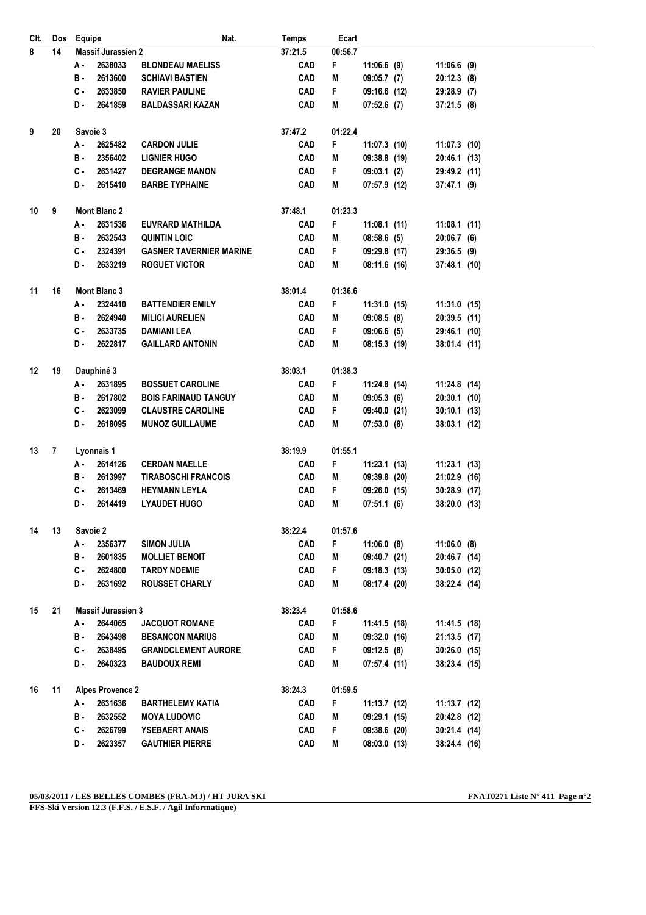| Clt. | Dos | Equipe | | | Nat. | Temps | Ecart | | |
|---|---|---|---|---|---|---|---|---|---|
| 8 | 14 | Massif Jurassien 2 | | | | 37:21.5 | 00:56.7 | | |
| | | A - | 2638033 | BLONDEAU MAELISS | | CAD | F | 11:06.6 (9) | 11:06.6 (9) |
| | | B - | 2613600 | SCHIAVI BASTIEN | | CAD | M | 09:05.7 (7) | 20:12.3 (8) |
| | | C - | 2633850 | RAVIER PAULINE | | CAD | F | 09:16.6 (12) | 29:28.9 (7) |
| | | D - | 2641859 | BALDASSARI KAZAN | | CAD | M | 07:52.6 (7) | 37:21.5 (8) |
| 9 | 20 | Savoie 3 | | | | 37:47.2 | 01:22.4 | | |
| | | A - | 2625482 | CARDON JULIE | | CAD | F | 11:07.3 (10) | 11:07.3 (10) |
| | | B - | 2356402 | LIGNIER HUGO | | CAD | M | 09:38.8 (19) | 20:46.1 (13) |
| | | C - | 2631427 | DEGRANGE MANON | | CAD | F | 09:03.1 (2) | 29:49.2 (11) |
| | | D - | 2615410 | BARBE TYPHAINE | | CAD | M | 07:57.9 (12) | 37:47.1 (9) |
| 10 | 9 | Mont Blanc 2 | | | | 37:48.1 | 01:23.3 | | |
| | | A - | 2631536 | EUVRARD MATHILDA | | CAD | F | 11:08.1 (11) | 11:08.1 (11) |
| | | B - | 2632543 | QUINTIN LOIC | | CAD | M | 08:58.6 (5) | 20:06.7 (6) |
| | | C - | 2324391 | GASNER TAVERNIER MARINE | | CAD | F | 09:29.8 (17) | 29:36.5 (9) |
| | | D - | 2633219 | ROGUET VICTOR | | CAD | M | 08:11.6 (16) | 37:48.1 (10) |
| 11 | 16 | Mont Blanc 3 | | | | 38:01.4 | 01:36.6 | | |
| | | A - | 2324410 | BATTENDIER EMILY | | CAD | F | 11:31.0 (15) | 11:31.0 (15) |
| | | B - | 2624940 | MILICI AURELIEN | | CAD | M | 09:08.5 (8) | 20:39.5 (11) |
| | | C - | 2633735 | DAMIANI LEA | | CAD | F | 09:06.6 (5) | 29:46.1 (10) |
| | | D - | 2622817 | GAILLARD ANTONIN | | CAD | M | 08:15.3 (19) | 38:01.4 (11) |
| 12 | 19 | Dauphiné 3 | | | | 38:03.1 | 01:38.3 | | |
| | | A - | 2631895 | BOSSUET CAROLINE | | CAD | F | 11:24.8 (14) | 11:24.8 (14) |
| | | B - | 2617802 | BOIS FARINAUD TANGUY | | CAD | M | 09:05.3 (6) | 20:30.1 (10) |
| | | C - | 2623099 | CLAUSTRE CAROLINE | | CAD | F | 09:40.0 (21) | 30:10.1 (13) |
| | | D - | 2618095 | MUNOZ GUILLAUME | | CAD | M | 07:53.0 (8) | 38:03.1 (12) |
| 13 | 7 | Lyonnais 1 | | | | 38:19.9 | 01:55.1 | | |
| | | A - | 2614126 | CERDAN MAELLE | | CAD | F | 11:23.1 (13) | 11:23.1 (13) |
| | | B - | 2613997 | TIRABOSCHI FRANCOIS | | CAD | M | 09:39.8 (20) | 21:02.9 (16) |
| | | C - | 2613469 | HEYMANN LEYLA | | CAD | F | 09:26.0 (15) | 30:28.9 (17) |
| | | D - | 2614419 | LYAUDET HUGO | | CAD | M | 07:51.1 (6) | 38:20.0 (13) |
| 14 | 13 | Savoie 2 | | | | 38:22.4 | 01:57.6 | | |
| | | A - | 2356377 | SIMON JULIA | | CAD | F | 11:06.0 (8) | 11:06.0 (8) |
| | | B - | 2601835 | MOLLIET BENOIT | | CAD | M | 09:40.7 (21) | 20:46.7 (14) |
| | | C - | 2624800 | TARDY NOEMIE | | CAD | F | 09:18.3 (13) | 30:05.0 (12) |
| | | D - | 2631692 | ROUSSET CHARLY | | CAD | M | 08:17.4 (20) | 38:22.4 (14) |
| 15 | 21 | Massif Jurassien 3 | | | | 38:23.4 | 01:58.6 | | |
| | | A - | 2644065 | JACQUOT ROMANE | | CAD | F | 11:41.5 (18) | 11:41.5 (18) |
| | | B - | 2643498 | BESANCON MARIUS | | CAD | M | 09:32.0 (16) | 21:13.5 (17) |
| | | C - | 2638495 | GRANDCLEMENT AURORE | | CAD | F | 09:12.5 (8) | 30:26.0 (15) |
| | | D - | 2640323 | BAUDOUX REMI | | CAD | M | 07:57.4 (11) | 38:23.4 (15) |
| 16 | 11 | Alpes Provence 2 | | | | 38:24.3 | 01:59.5 | | |
| | | A - | 2631636 | BARTHELEMY KATIA | | CAD | F | 11:13.7 (12) | 11:13.7 (12) |
| | | B - | 2632552 | MOYA LUDOVIC | | CAD | M | 09:29.1 (15) | 20:42.8 (12) |
| | | C - | 2626799 | YSEBAERT ANAIS | | CAD | F | 09:38.6 (20) | 30:21.4 (14) |
| | | D - | 2623357 | GAUTHIER PIERRE | | CAD | M | 08:03.0 (13) | 38:24.4 (16) |

**05/03/2011 / LES BELLES COMBES (FRA-MJ) / HT JURA SKI** — **FNAT0271 Liste N° 411**

**FFS-Ski Version 12.3 (F.F.S. / E.S.F. / Agil Informatique)**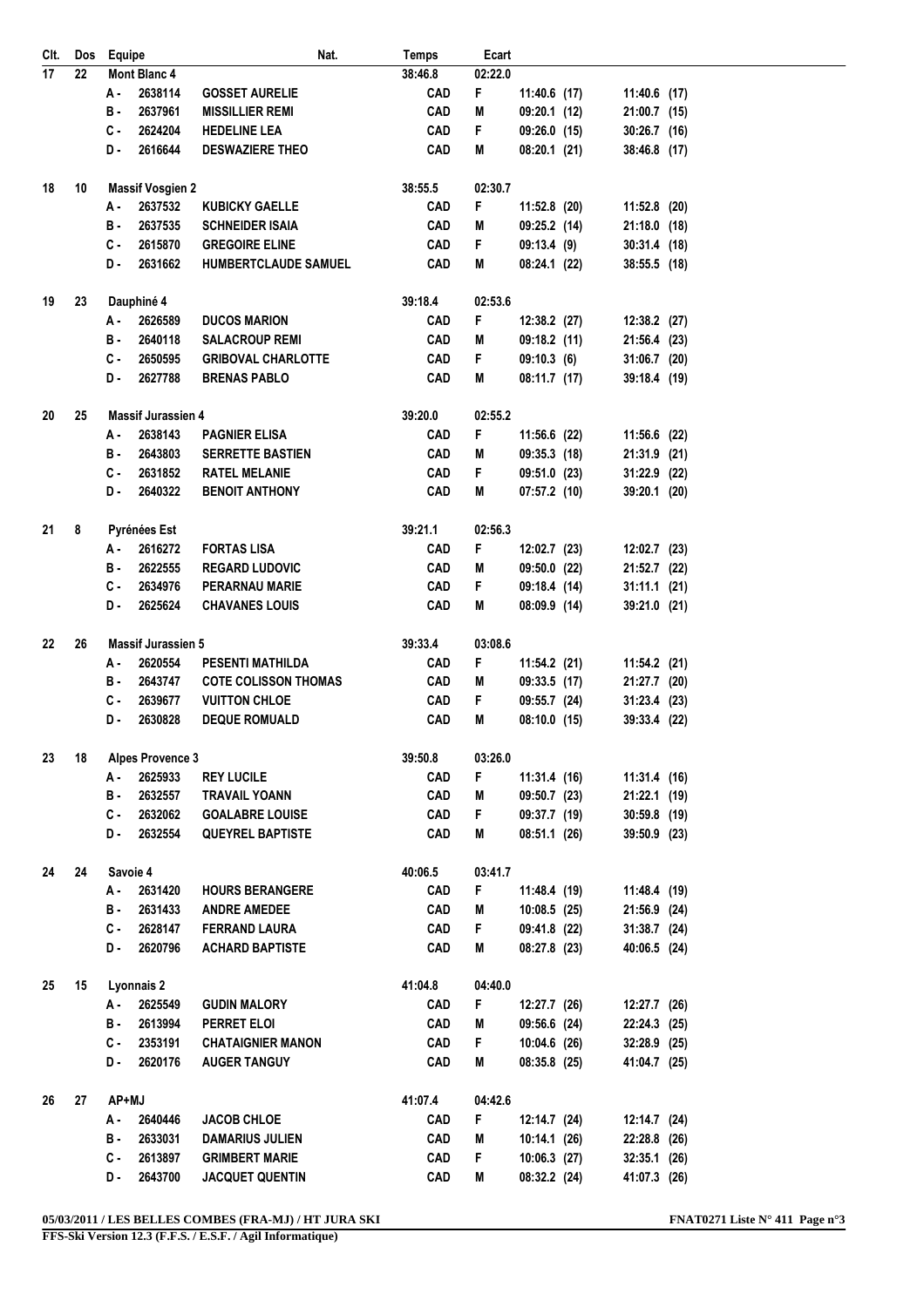| Clt. | Dos | Equipe | | | Nat. | Temps | Ecart | | |
|---|---|---|---|---|---|---|---|---|---|
| 17 | 22 | Mont Blanc 4 | | | | 38:46.8 | 02:22.0 | | |
| | | A - | 2638114 | GOSSET AURELIE | | CAD | F | 11:40.6 (17) | 11:40.6 (17) |
| | | B - | 2637961 | MISSILLIER REMI | | CAD | M | 09:20.1 (12) | 21:00.7 (15) |
| | | C - | 2624204 | HEDELINE LEA | | CAD | F | 09:26.0 (15) | 30:26.7 (16) |
| | | D - | 2616644 | DESWAZIERE THEO | | CAD | M | 08:20.1 (21) | 38:46.8 (17) |
| 18 | 10 | Massif Vosgien 2 | | | | 38:55.5 | 02:30.7 | | |
| | | A - | 2637532 | KUBICKY GAELLE | | CAD | F | 11:52.8 (20) | 11:52.8 (20) |
| | | B - | 2637535 | SCHNEIDER ISAIA | | CAD | M | 09:25.2 (14) | 21:18.0 (18) |
| | | C - | 2615870 | GREGOIRE ELINE | | CAD | F | 09:13.4 (9) | 30:31.4 (18) |
| | | D - | 2631662 | HUMBERTCLAUDE SAMUEL | | CAD | M | 08:24.1 (22) | 38:55.5 (18) |
| 19 | 23 | Dauphiné 4 | | | | 39:18.4 | 02:53.6 | | |
| | | A - | 2626589 | DUCOS MARION | | CAD | F | 12:38.2 (27) | 12:38.2 (27) |
| | | B - | 2640118 | SALACROUP REMI | | CAD | M | 09:18.2 (11) | 21:56.4 (23) |
| | | C - | 2650595 | GRIBOVAL CHARLOTTE | | CAD | F | 09:10.3 (6) | 31:06.7 (20) |
| | | D - | 2627788 | BRENAS PABLO | | CAD | M | 08:11.7 (17) | 39:18.4 (19) |
| 20 | 25 | Massif Jurassien 4 | | | | 39:20.0 | 02:55.2 | | |
| | | A - | 2638143 | PAGNIER ELISA | | CAD | F | 11:56.6 (22) | 11:56.6 (22) |
| | | B - | 2643803 | SERRETTE BASTIEN | | CAD | M | 09:35.3 (18) | 21:31.9 (21) |
| | | C - | 2631852 | RATEL MELANIE | | CAD | F | 09:51.0 (23) | 31:22.9 (22) |
| | | D - | 2640322 | BENOIT ANTHONY | | CAD | M | 07:57.2 (10) | 39:20.1 (20) |
| 21 | 8 | Pyrénées Est | | | | 39:21.1 | 02:56.3 | | |
| | | A - | 2616272 | FORTAS LISA | | CAD | F | 12:02.7 (23) | 12:02.7 (23) |
| | | B - | 2622555 | REGARD LUDOVIC | | CAD | M | 09:50.0 (22) | 21:52.7 (22) |
| | | C - | 2634976 | PERARNAU MARIE | | CAD | F | 09:18.4 (14) | 31:11.1 (21) |
| | | D - | 2625624 | CHAVANES LOUIS | | CAD | M | 08:09.9 (14) | 39:21.0 (21) |
| 22 | 26 | Massif Jurassien 5 | | | | 39:33.4 | 03:08.6 | | |
| | | A - | 2620554 | PESENTI MATHILDA | | CAD | F | 11:54.2 (21) | 11:54.2 (21) |
| | | B - | 2643747 | COTE COLISSON THOMAS | | CAD | M | 09:33.5 (17) | 21:27.7 (20) |
| | | C - | 2639677 | VUITTON CHLOE | | CAD | F | 09:55.7 (24) | 31:23.4 (23) |
| | | D - | 2630828 | DEQUE ROMUALD | | CAD | M | 08:10.0 (15) | 39:33.4 (22) |
| 23 | 18 | Alpes Provence 3 | | | | 39:50.8 | 03:26.0 | | |
| | | A - | 2625933 | REY LUCILE | | CAD | F | 11:31.4 (16) | 11:31.4 (16) |
| | | B - | 2632557 | TRAVAIL YOANN | | CAD | M | 09:50.7 (23) | 21:22.1 (19) |
| | | C - | 2632062 | GOALABRE LOUISE | | CAD | F | 09:37.7 (19) | 30:59.8 (19) |
| | | D - | 2632554 | QUEYREL BAPTISTE | | CAD | M | 08:51.1 (26) | 39:50.9 (23) |
| 24 | 24 | Savoie 4 | | | | 40:06.5 | 03:41.7 | | |
| | | A - | 2631420 | HOURS BERANGERE | | CAD | F | 11:48.4 (19) | 11:48.4 (19) |
| | | B - | 2631433 | ANDRE AMEDEE | | CAD | M | 10:08.5 (25) | 21:56.9 (24) |
| | | C - | 2628147 | FERRAND LAURA | | CAD | F | 09:41.8 (22) | 31:38.7 (24) |
| | | D - | 2620796 | ACHARD BAPTISTE | | CAD | M | 08:27.8 (23) | 40:06.5 (24) |
| 25 | 15 | Lyonnais 2 | | | | 41:04.8 | 04:40.0 | | |
| | | A - | 2625549 | GUDIN MALORY | | CAD | F | 12:27.7 (26) | 12:27.7 (26) |
| | | B - | 2613994 | PERRET ELOI | | CAD | M | 09:56.6 (24) | 22:24.3 (25) |
| | | C - | 2353191 | CHATAIGNIER MANON | | CAD | F | 10:04.6 (26) | 32:28.9 (25) |
| | | D - | 2620176 | AUGER TANGUY | | CAD | M | 08:35.8 (25) | 41:04.7 (25) |
| 26 | 27 | AP+MJ | | | | 41:07.4 | 04:42.6 | | |
| | | A - | 2640446 | JACOB CHLOE | | CAD | F | 12:14.7 (24) | 12:14.7 (24) |
| | | B - | 2633031 | DAMARIUS JULIEN | | CAD | M | 10:14.1 (26) | 22:28.8 (26) |
| | | C - | 2613897 | GRIMBERT MARIE | | CAD | F | 10:06.3 (27) | 32:35.1 (26) |
| | | D - | 2643700 | JACQUET QUENTIN | | CAD | M | 08:32.2 (24) | 41:07.3 (26) |

**05/03/2011 / LES BELLES COMBES (FRA-MJ) / HT JURA SKI** **FNAT0271 Liste N° 411**

**FFS-Ski Version 12.3 (F.F.S. / E.S.F. / Agil Informatique)**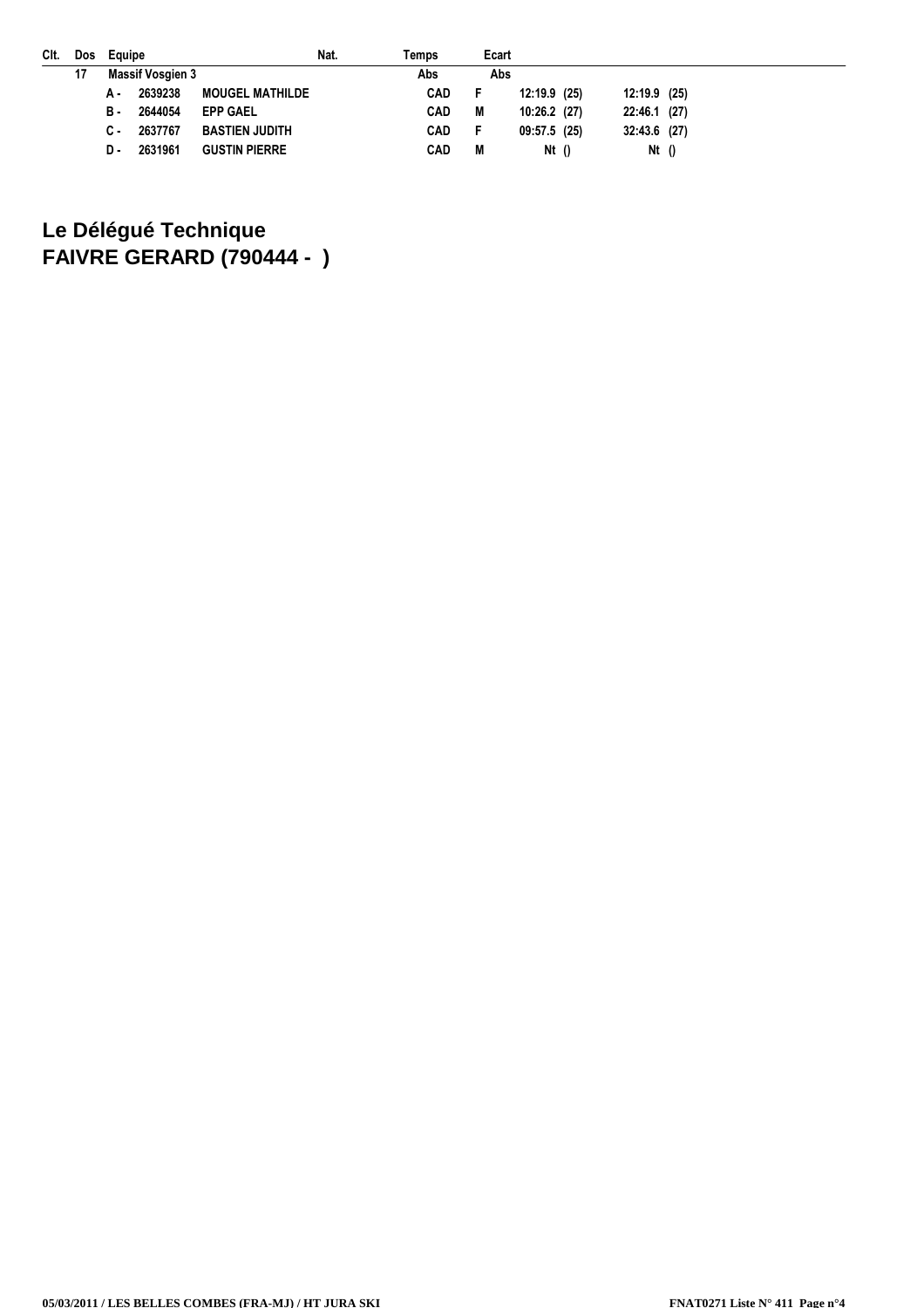| Clt. | Dos | Equipe | | | Nat. | Temps | | Ecart | | |
|---|---|---|---|---|---|---|---|---|---|---|
| | 17 | Massif Vosgien 3 | | | | Abs | | Abs | | |
| | | A - | 2639238 | MOUGEL MATHILDE | | CAD | F | | 12:19.9 (25) | 12:19.9 (25) |
| | | B - | 2644054 | EPP GAEL | | CAD | M | | 10:26.2 (27) | 22:46.1 (27) |
| | | C - | 2637767 | BASTIEN JUDITH | | CAD | F | | 09:57.5 (25) | 32:43.6 (27) |
| | | D - | 2631961 | GUSTIN PIERRE | | CAD | M | | Nt () | Nt () |

## Le Délégué Technique
## FAIVRE GERARD (790444 - )

05/03/2011 / LES BELLES COMBES (FRA-MJ) / HT JURA SKI

FNAT0271 Liste N° 411